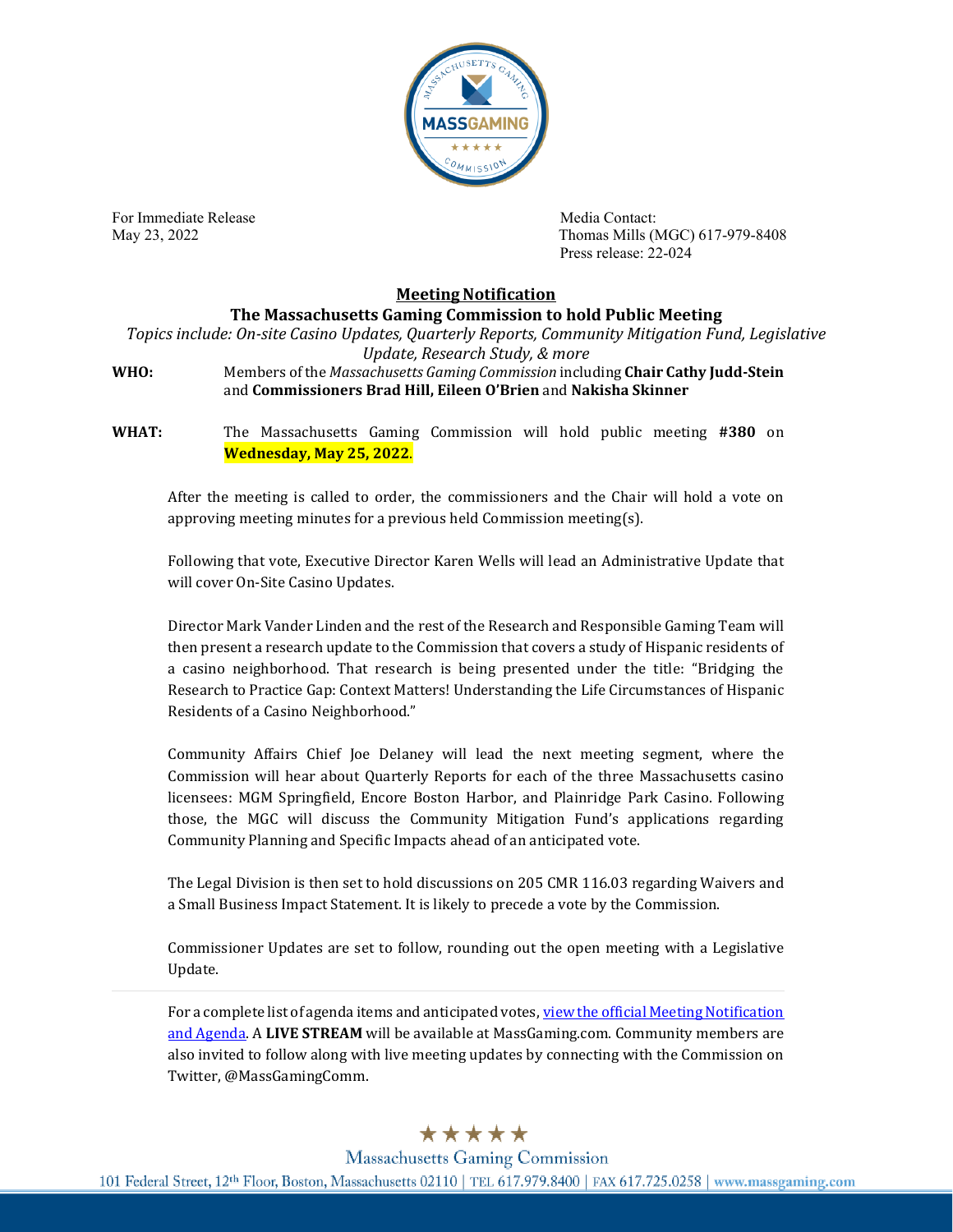For Immediate Release
May 23, 2022

Media Contact:
Thomas Mills (MGC) 617-979-8408
Press release: 22-024

## Meeting Notification

### The Massachusetts Gaming Commission to hold Public Meeting

*Topics include: On-site Casino Updates, Quarterly Reports, Community Mitigation Fund, Legislative Update, Research Study, & more*

**WHO:** Members of the *Massachusetts Gaming Commission* including **Chair Cathy Judd-Stein** and **Commissioners Brad Hill, Eileen O'Brien** and **Nakisha Skinner**

**WHAT:** The Massachusetts Gaming Commission will hold public meeting **#380** on **Wednesday, May 25, 2022**.

After the meeting is called to order, the commissioners and the Chair will hold a vote on approving meeting minutes for a previous held Commission meeting(s).

Following that vote, Executive Director Karen Wells will lead an Administrative Update that will cover On-Site Casino Updates.

Director Mark Vander Linden and the rest of the Research and Responsible Gaming Team will then present a research update to the Commission that covers a study of Hispanic residents of a casino neighborhood. That research is being presented under the title: "Bridging the Research to Practice Gap: Context Matters! Understanding the Life Circumstances of Hispanic Residents of a Casino Neighborhood."

Community Affairs Chief Joe Delaney will lead the next meeting segment, where the Commission will hear about Quarterly Reports for each of the three Massachusetts casino licensees: MGM Springfield, Encore Boston Harbor, and Plainridge Park Casino. Following those, the MGC will discuss the Community Mitigation Fund's applications regarding Community Planning and Specific Impacts ahead of an anticipated vote.

The Legal Division is then set to hold discussions on 205 CMR 116.03 regarding Waivers and a Small Business Impact Statement. It is likely to precede a vote by the Commission.

Commissioner Updates are set to follow, rounding out the open meeting with a Legislative Update.

---

For a complete list of agenda items and anticipated votes, view the official Meeting Notification and Agenda. A **LIVE STREAM** will be available at MassGaming.com. Community members are also invited to follow along with live meeting updates by connecting with the Commission on Twitter, @MassGamingComm.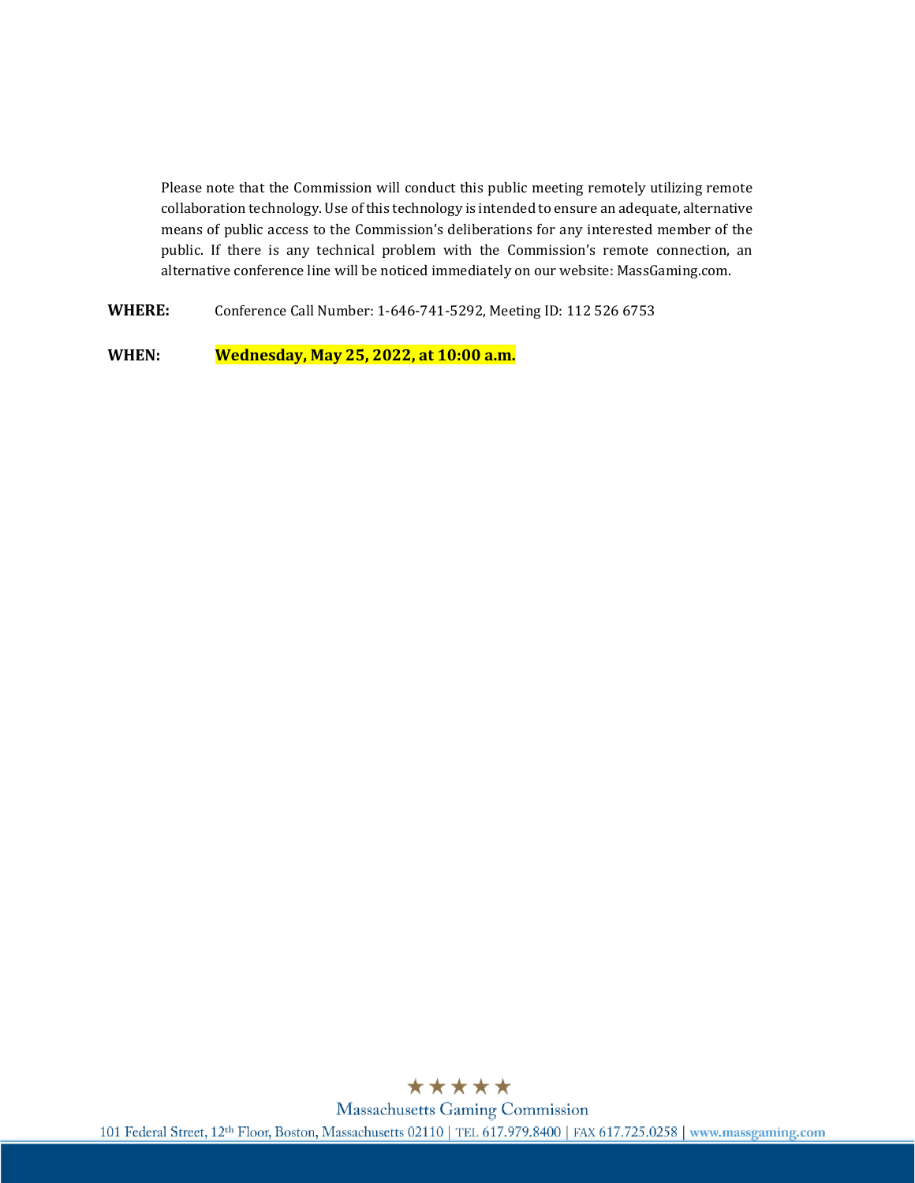Please note that the Commission will conduct this public meeting remotely utilizing remote collaboration technology. Use of this technology is intended to ensure an adequate, alternative means of public access to the Commission's deliberations for any interested member of the public. If there is any technical problem with the Commission's remote connection, an alternative conference line will be noticed immediately on our website: MassGaming.com.

**WHERE:** Conference Call Number: 1-646-741-5292, Meeting ID: 112 526 6753

**WHEN:** **Wednesday, May 25, 2022, at 10:00 a.m.**